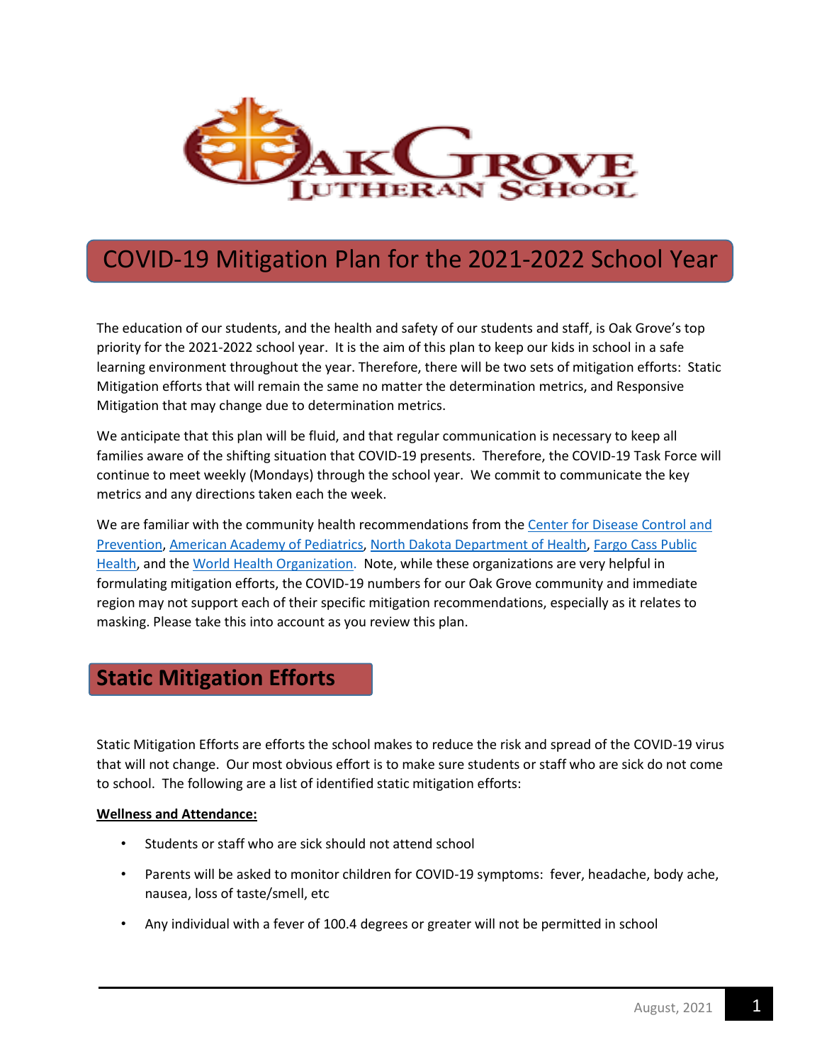# COVID-19 Mitigation Plan for the 2021-2022 School Year

The education of our students, and the health and safety of our students and staff, is Oak Grove's top priority for the 2021-2022 school year. It is the aim of this plan to keep our kids in school in a safe learning environment throughout the year. Therefore, there will be two sets of mitigation efforts: Static Mitigation efforts that will remain the same no matter the determination metrics, and Responsive Mitigation that may change due to determination metrics.

We anticipate that this plan will be fluid, and that regular communication is necessary to keep all families aware of the shifting situation that COVID-19 presents. Therefore, the COVID-19 Task Force will continue to meet weekly (Mondays) through the school year. We commit to communicate the key metrics and any directions taken each the week.

We are familiar with the community health recommendations from the Center for Disease Control and Prevention, American Academy of Pediatrics, North Dakota Department of Health, Fargo Cass Public Health, and the World Health Organization. Note, while these organizations are very helpful in formulating mitigation efforts, the COVID-19 numbers for our Oak Grove community and immediate region may not support each of their specific mitigation recommendations, especially as it relates to masking. Please take this into account as you review this plan.

## Static Mitigation Efforts

Static Mitigation Efforts are efforts the school makes to reduce the risk and spread of the COVID-19 virus that will not change. Our most obvious effort is to make sure students or staff who are sick do not come to school. The following are a list of identified static mitigation efforts:

**Wellness and Attendance:**

- Students or staff who are sick should not attend school
- Parents will be asked to monitor children for COVID-19 symptoms: fever, headache, body ache, nausea, loss of taste/smell, etc
- Any individual with a fever of 100.4 degrees or greater will not be permitted in school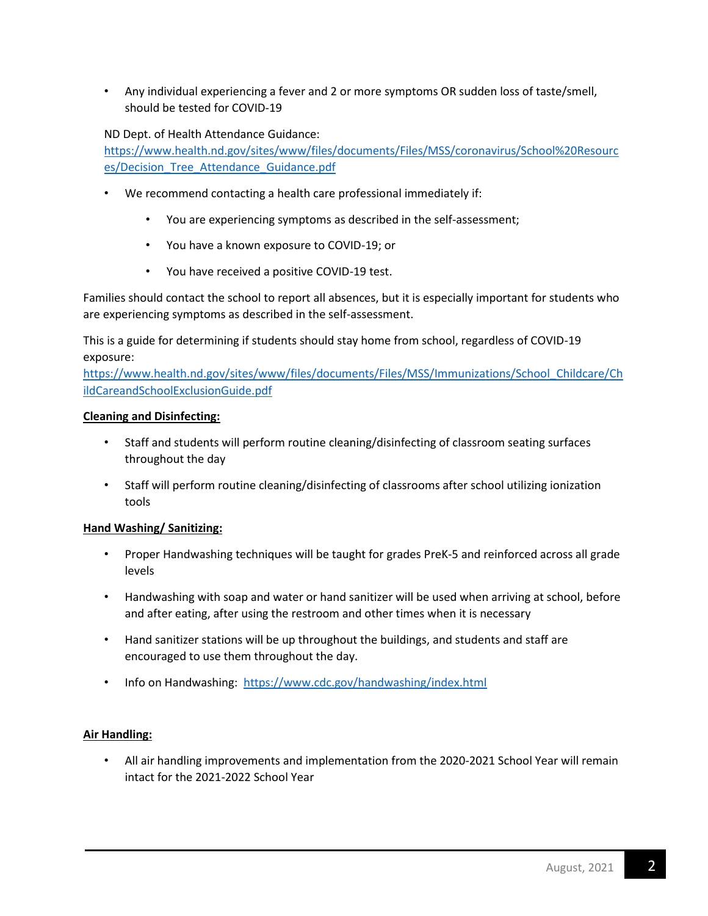- Any individual experiencing a fever and 2 or more symptoms OR sudden loss of taste/smell, should be tested for COVID-19

ND Dept. of Health Attendance Guidance: https://www.health.nd.gov/sites/www/files/documents/Files/MSS/coronavirus/School%20Resources/Decision_Tree_Attendance_Guidance.pdf

- We recommend contacting a health care professional immediately if:
    - You are experiencing symptoms as described in the self-assessment;
    - You have a known exposure to COVID-19; or
    - You have received a positive COVID-19 test.

Families should contact the school to report all absences, but it is especially important for students who are experiencing symptoms as described in the self-assessment.

This is a guide for determining if students should stay home from school, regardless of COVID-19 exposure: https://www.health.nd.gov/sites/www/files/documents/Files/MSS/Immunizations/School_Childcare/ChildCareandSchoolExclusionGuide.pdf

**Cleaning and Disinfecting:**

- Staff and students will perform routine cleaning/disinfecting of classroom seating surfaces throughout the day
- Staff will perform routine cleaning/disinfecting of classrooms after school utilizing ionization tools

**Hand Washing/ Sanitizing:**

- Proper Handwashing techniques will be taught for grades PreK-5 and reinforced across all grade levels
- Handwashing with soap and water or hand sanitizer will be used when arriving at school, before and after eating, after using the restroom and other times when it is necessary
- Hand sanitizer stations will be up throughout the buildings, and students and staff are encouraged to use them throughout the day.
- Info on Handwashing: https://www.cdc.gov/handwashing/index.html

**Air Handling:**

- All air handling improvements and implementation from the 2020-2021 School Year will remain intact for the 2021-2022 School Year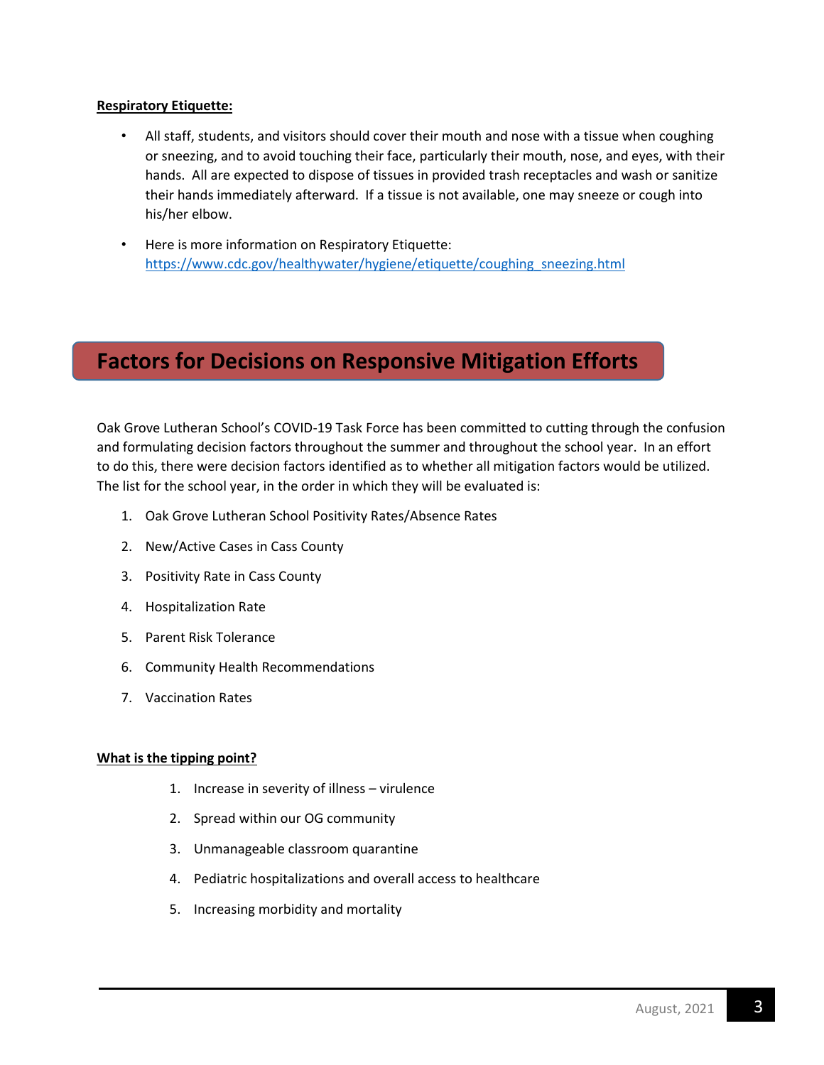**Respiratory Etiquette:**

- All staff, students, and visitors should cover their mouth and nose with a tissue when coughing or sneezing, and to avoid touching their face, particularly their mouth, nose, and eyes, with their hands. All are expected to dispose of tissues in provided trash receptacles and wash or sanitize their hands immediately afterward. If a tissue is not available, one may sneeze or cough into his/her elbow.
- Here is more information on Respiratory Etiquette: [https://www.cdc.gov/healthywater/hygiene/etiquette/coughing_sneezing.html](https://www.cdc.gov/healthywater/hygiene/etiquette/coughing_sneezing.html)

## Factors for Decisions on Responsive Mitigation Efforts

Oak Grove Lutheran School's COVID-19 Task Force has been committed to cutting through the confusion and formulating decision factors throughout the summer and throughout the school year. In an effort to do this, there were decision factors identified as to whether all mitigation factors would be utilized. The list for the school year, in the order in which they will be evaluated is:

1. Oak Grove Lutheran School Positivity Rates/Absence Rates
2. New/Active Cases in Cass County
3. Positivity Rate in Cass County
4. Hospitalization Rate
5. Parent Risk Tolerance
6. Community Health Recommendations
7. Vaccination Rates

**What is the tipping point?**

1. Increase in severity of illness – virulence
2. Spread within our OG community
3. Unmanageable classroom quarantine
4. Pediatric hospitalizations and overall access to healthcare
5. Increasing morbidity and mortality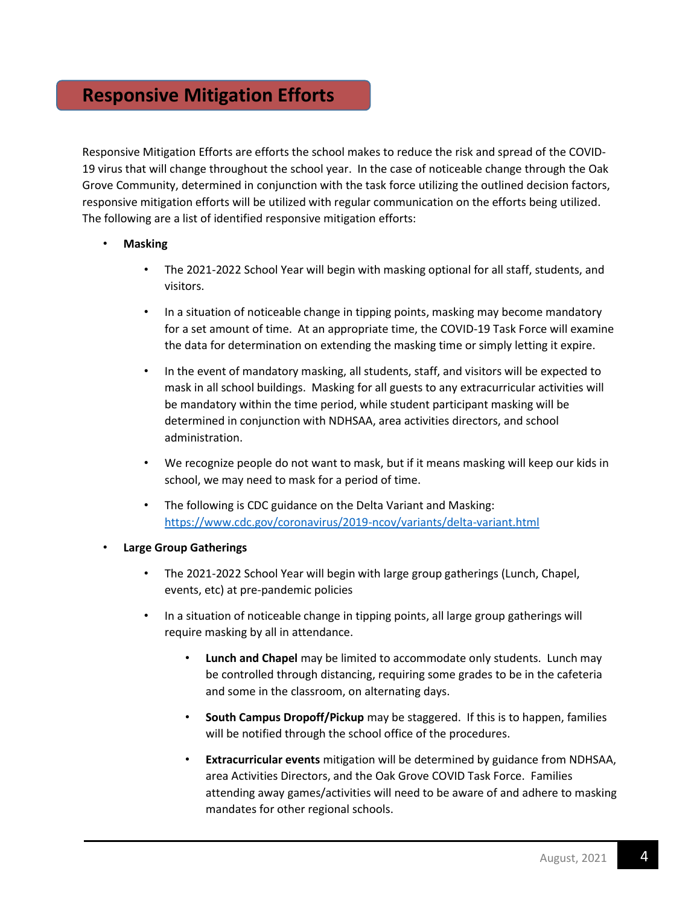## Responsive Mitigation Efforts

Responsive Mitigation Efforts are efforts the school makes to reduce the risk and spread of the COVID-19 virus that will change throughout the school year. In the case of noticeable change through the Oak Grove Community, determined in conjunction with the task force utilizing the outlined decision factors, responsive mitigation efforts will be utilized with regular communication on the efforts being utilized. The following are a list of identified responsive mitigation efforts:

- **Masking**
  - The 2021-2022 School Year will begin with masking optional for all staff, students, and visitors.
  - In a situation of noticeable change in tipping points, masking may become mandatory for a set amount of time. At an appropriate time, the COVID-19 Task Force will examine the data for determination on extending the masking time or simply letting it expire.
  - In the event of mandatory masking, all students, staff, and visitors will be expected to mask in all school buildings. Masking for all guests to any extracurricular activities will be mandatory within the time period, while student participant masking will be determined in conjunction with NDHSAA, area activities directors, and school administration.
  - We recognize people do not want to mask, but if it means masking will keep our kids in school, we may need to mask for a period of time.
  - The following is CDC guidance on the Delta Variant and Masking: [https://www.cdc.gov/coronavirus/2019-ncov/variants/delta-variant.html](https://www.cdc.gov/coronavirus/2019-ncov/variants/delta-variant.html)
- **Large Group Gatherings**
  - The 2021-2022 School Year will begin with large group gatherings (Lunch, Chapel, events, etc) at pre-pandemic policies
  - In a situation of noticeable change in tipping points, all large group gatherings will require masking by all in attendance.
    - **Lunch and Chapel** may be limited to accommodate only students. Lunch may be controlled through distancing, requiring some grades to be in the cafeteria and some in the classroom, on alternating days.
    - **South Campus Dropoff/Pickup** may be staggered. If this is to happen, families will be notified through the school office of the procedures.
    - **Extracurricular events** mitigation will be determined by guidance from NDHSAA, area Activities Directors, and the Oak Grove COVID Task Force. Families attending away games/activities will need to be aware of and adhere to masking mandates for other regional schools.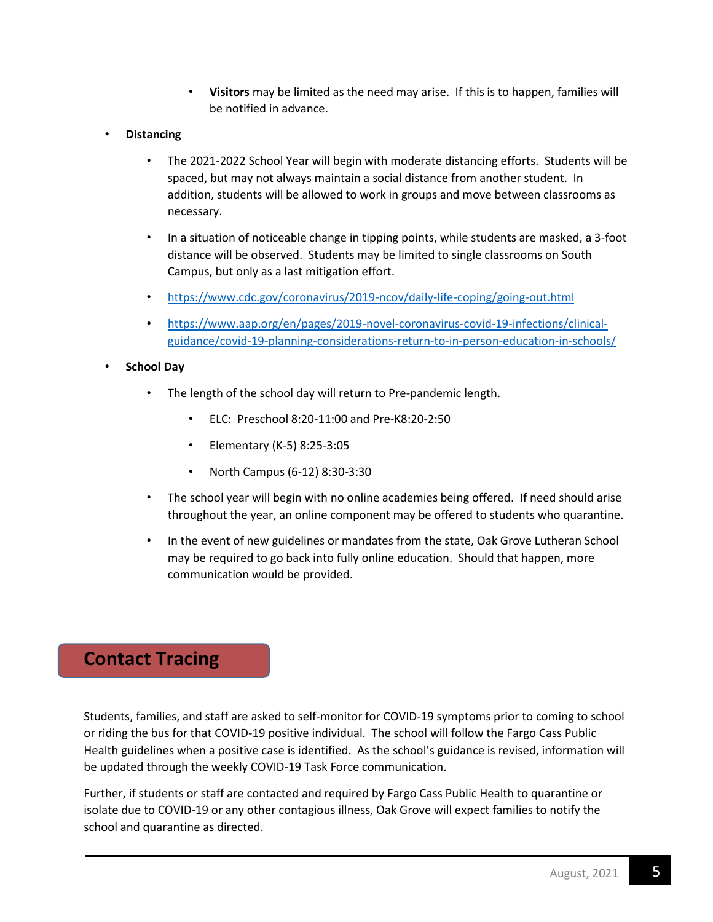- **Visitors** may be limited as the need may arise. If this is to happen, families will be notified in advance.

- **Distancing**
  - The 2021-2022 School Year will begin with moderate distancing efforts. Students will be spaced, but may not always maintain a social distance from another student. In addition, students will be allowed to work in groups and move between classrooms as necessary.
  - In a situation of noticeable change in tipping points, while students are masked, a 3-foot distance will be observed. Students may be limited to single classrooms on South Campus, but only as a last mitigation effort.
  - https://www.cdc.gov/coronavirus/2019-ncov/daily-life-coping/going-out.html
  - https://www.aap.org/en/pages/2019-novel-coronavirus-covid-19-infections/clinical-guidance/covid-19-planning-considerations-return-to-in-person-education-in-schools/

- **School Day**
  - The length of the school day will return to Pre-pandemic length.
    - ELC: Preschool 8:20-11:00 and Pre-K8:20-2:50
    - Elementary (K-5) 8:25-3:05
    - North Campus (6-12) 8:30-3:30
  - The school year will begin with no online academies being offered. If need should arise throughout the year, an online component may be offered to students who quarantine.
  - In the event of new guidelines or mandates from the state, Oak Grove Lutheran School may be required to go back into fully online education. Should that happen, more communication would be provided.

## Contact Tracing

Students, families, and staff are asked to self-monitor for COVID-19 symptoms prior to coming to school or riding the bus for that COVID-19 positive individual. The school will follow the Fargo Cass Public Health guidelines when a positive case is identified. As the school's guidance is revised, information will be updated through the weekly COVID-19 Task Force communication.

Further, if students or staff are contacted and required by Fargo Cass Public Health to quarantine or isolate due to COVID-19 or any other contagious illness, Oak Grove will expect families to notify the school and quarantine as directed.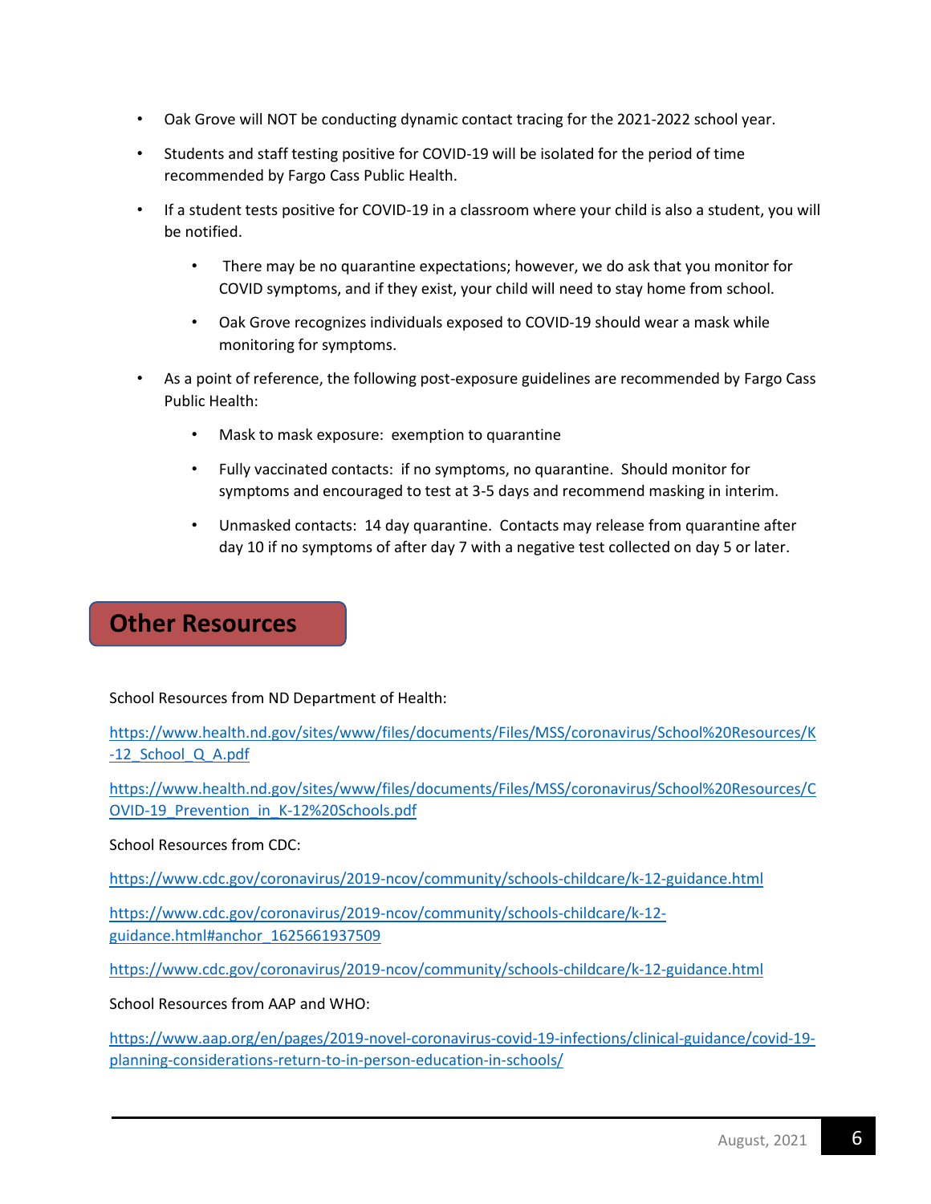- Oak Grove will NOT be conducting dynamic contact tracing for the 2021-2022 school year.
- Students and staff testing positive for COVID-19 will be isolated for the period of time recommended by Fargo Cass Public Health.
- If a student tests positive for COVID-19 in a classroom where your child is also a student, you will be notified.
  - There may be no quarantine expectations; however, we do ask that you monitor for COVID symptoms, and if they exist, your child will need to stay home from school.
  - Oak Grove recognizes individuals exposed to COVID-19 should wear a mask while monitoring for symptoms.
- As a point of reference, the following post-exposure guidelines are recommended by Fargo Cass Public Health:
  - Mask to mask exposure: exemption to quarantine
  - Fully vaccinated contacts: if no symptoms, no quarantine. Should monitor for symptoms and encouraged to test at 3-5 days and recommend masking in interim.
  - Unmasked contacts: 14 day quarantine. Contacts may release from quarantine after day 10 if no symptoms of after day 7 with a negative test collected on day 5 or later.

## Other Resources

School Resources from ND Department of Health:

https://www.health.nd.gov/sites/www/files/documents/Files/MSS/coronavirus/School%20Resources/K-12_School_Q_A.pdf

https://www.health.nd.gov/sites/www/files/documents/Files/MSS/coronavirus/School%20Resources/COVID-19_Prevention_in_K-12%20Schools.pdf

School Resources from CDC:

https://www.cdc.gov/coronavirus/2019-ncov/community/schools-childcare/k-12-guidance.html

https://www.cdc.gov/coronavirus/2019-ncov/community/schools-childcare/k-12-guidance.html#anchor_1625661937509

https://www.cdc.gov/coronavirus/2019-ncov/community/schools-childcare/k-12-guidance.html

School Resources from AAP and WHO:

https://www.aap.org/en/pages/2019-novel-coronavirus-covid-19-infections/clinical-guidance/covid-19-planning-considerations-return-to-in-person-education-in-schools/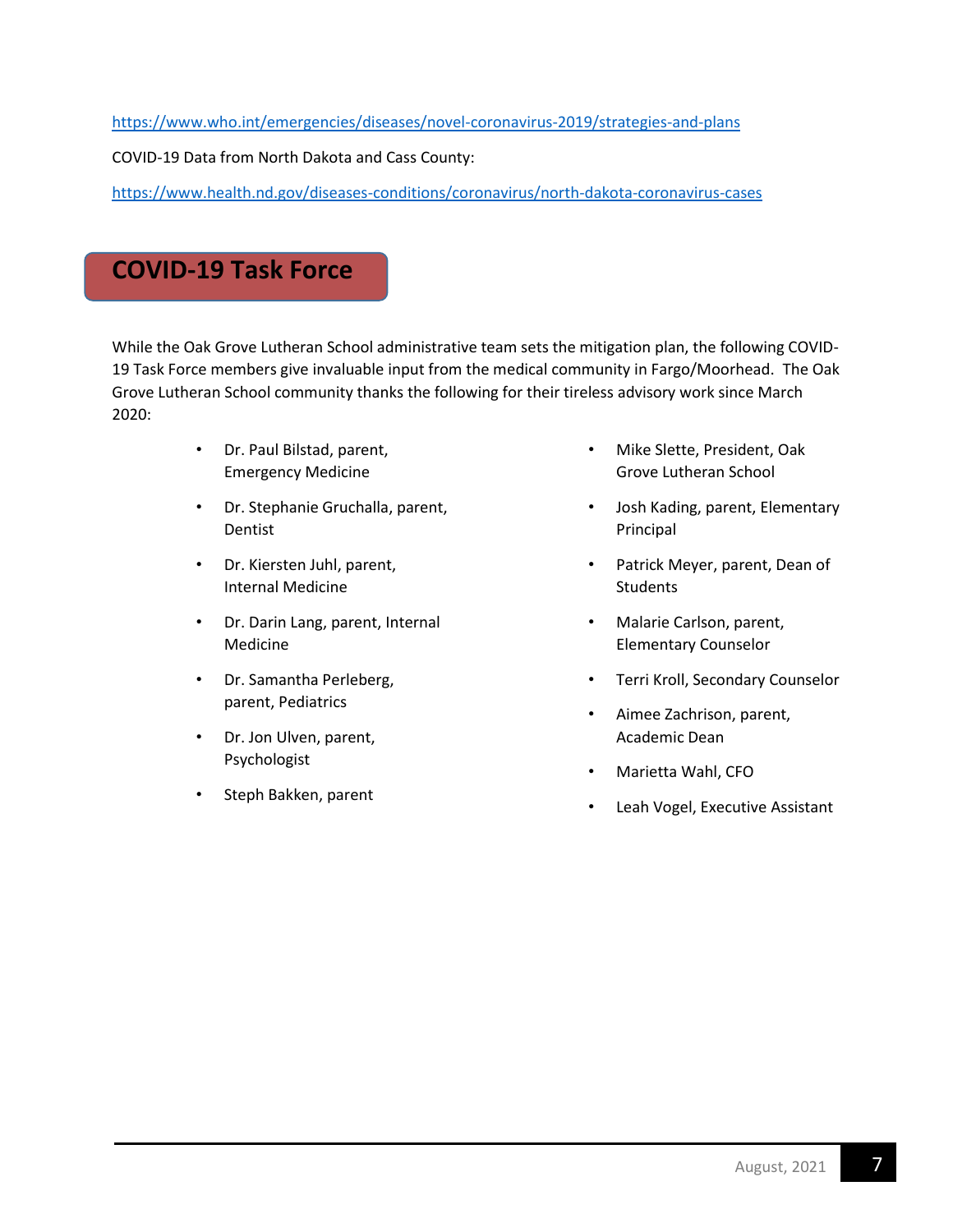https://www.who.int/emergencies/diseases/novel-coronavirus-2019/strategies-and-plans

COVID-19 Data from North Dakota and Cass County:

https://www.health.nd.gov/diseases-conditions/coronavirus/north-dakota-coronavirus-cases

## COVID-19 Task Force

While the Oak Grove Lutheran School administrative team sets the mitigation plan, the following COVID-19 Task Force members give invaluable input from the medical community in Fargo/Moorhead. The Oak Grove Lutheran School community thanks the following for their tireless advisory work since March 2020:

- Dr. Paul Bilstad, parent, Emergency Medicine
- Dr. Stephanie Gruchalla, parent, Dentist
- Dr. Kiersten Juhl, parent, Internal Medicine
- Dr. Darin Lang, parent, Internal Medicine
- Dr. Samantha Perleberg, parent, Pediatrics
- Dr. Jon Ulven, parent, Psychologist
- Steph Bakken, parent
- Mike Slette, President, Oak Grove Lutheran School
- Josh Kading, parent, Elementary Principal
- Patrick Meyer, parent, Dean of Students
- Malarie Carlson, parent, Elementary Counselor
- Terri Kroll, Secondary Counselor
- Aimee Zachrison, parent, Academic Dean
- Marietta Wahl, CFO
- Leah Vogel, Executive Assistant